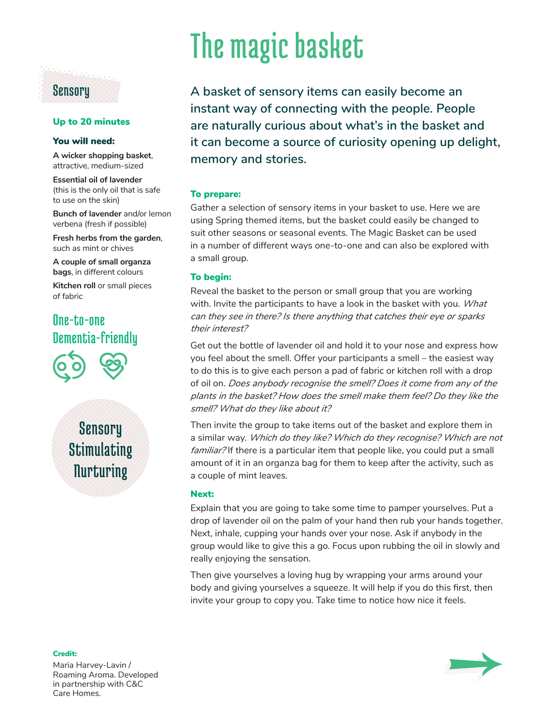# The magic basket

## Sensory

**Up to 20 minutes**

**You will need:**

**A wicker shopping basket**, attractive, medium-sized

**Essential oil of lavender** (this is the only oil that is safe to use on the skin)

**Bunch of lavender** and/or lemon verbena (fresh if possible)

**Fresh herbs from the garden**, such as mint or chives

**A couple of small organza bags**, in different colours

**Kitchen roll** or small pieces of fabric

One-to-one
Dementia-friendly

Sensory
Stimulating
Nurturing

A basket of sensory items can easily become an instant way of connecting with the people. People are naturally curious about what's in the basket and it can become a source of curiosity opening up delight, memory and stories.

**To prepare:**

Gather a selection of sensory items in your basket to use. Here we are using Spring themed items, but the basket could easily be changed to suit other seasons or seasonal events. The Magic Basket can be used in a number of different ways one-to-one and can also be explored with a small group.

**To begin:**

Reveal the basket to the person or small group that you are working with. Invite the participants to have a look in the basket with you. *What can they see in there? Is there anything that catches their eye or sparks their interest?*

Get out the bottle of lavender oil and hold it to your nose and express how you feel about the smell. Offer your participants a smell – the easiest way to do this is to give each person a pad of fabric or kitchen roll with a drop of oil on. *Does anybody recognise the smell? Does it come from any of the plants in the basket? How does the smell make them feel? Do they like the smell? What do they like about it?*

Then invite the group to take items out of the basket and explore them in a similar way. *Which do they like? Which do they recognise? Which are not familiar?* If there is a particular item that people like, you could put a small amount of it in an organza bag for them to keep after the activity, such as a couple of mint leaves.

**Next:**

Explain that you are going to take some time to pamper yourselves. Put a drop of lavender oil on the palm of your hand then rub your hands together. Next, inhale, cupping your hands over your nose. Ask if anybody in the group would like to give this a go. Focus upon rubbing the oil in slowly and really enjoying the sensation.

Then give yourselves a loving hug by wrapping your arms around your body and giving yourselves a squeeze. It will help if you do this first, then invite your group to copy you. Take time to notice how nice it feels.

**Credit:**

Maria Harvey-Lavin / Roaming Aroma. Developed in partnership with C&C Care Homes.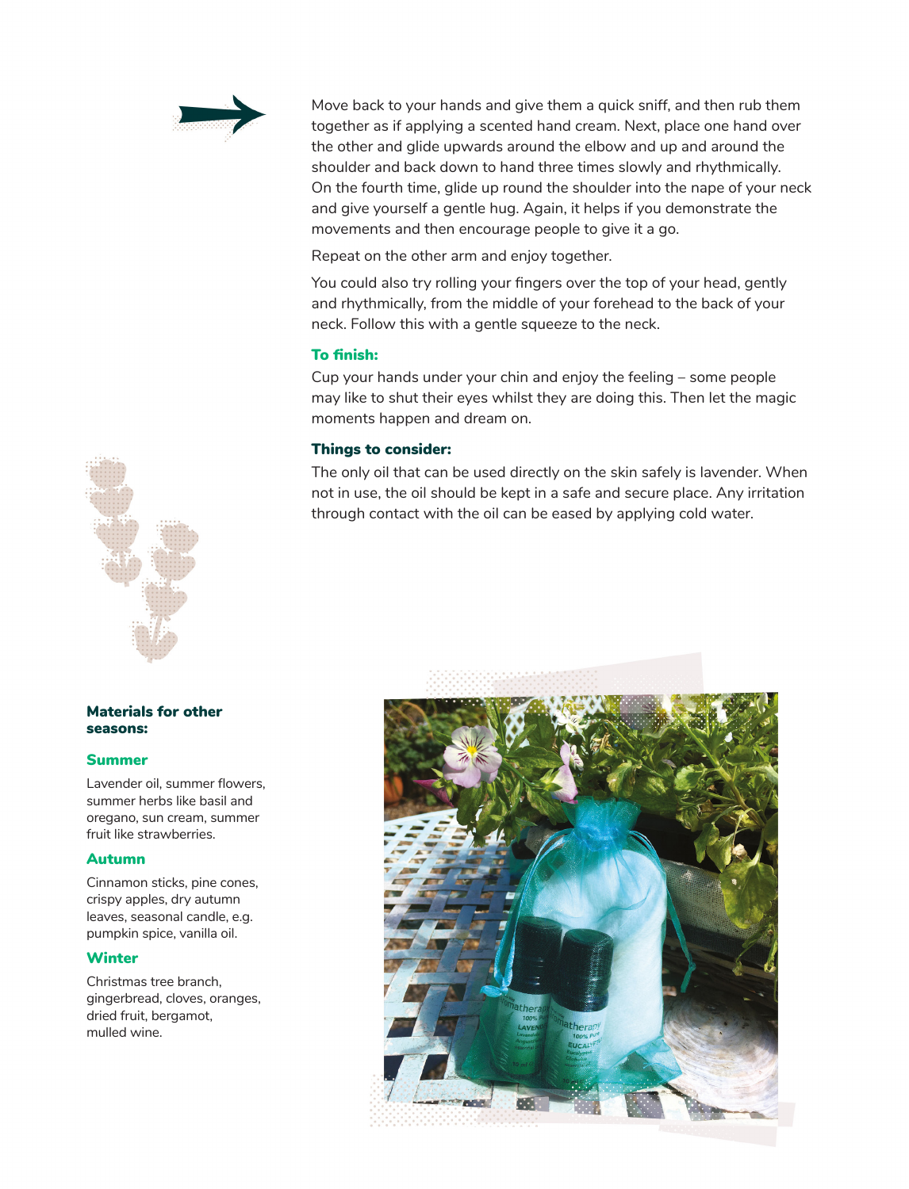Move back to your hands and give them a quick sniff, and then rub them together as if applying a scented hand cream. Next, place one hand over the other and glide upwards around the elbow and up and around the shoulder and back down to hand three times slowly and rhythmically. On the fourth time, glide up round the shoulder into the nape of your neck and give yourself a gentle hug. Again, it helps if you demonstrate the movements and then encourage people to give it a go.

Repeat on the other arm and enjoy together.

You could also try rolling your fingers over the top of your head, gently and rhythmically, from the middle of your forehead to the back of your neck. Follow this with a gentle squeeze to the neck.

### To finish:

Cup your hands under your chin and enjoy the feeling – some people may like to shut their eyes whilst they are doing this. Then let the magic moments happen and dream on.

### Things to consider:

The only oil that can be used directly on the skin safely is lavender. When not in use, the oil should be kept in a safe and secure place. Any irritation through contact with the oil can be eased by applying cold water.

### Materials for other seasons:

#### Summer

Lavender oil, summer flowers, summer herbs like basil and oregano, sun cream, summer fruit like strawberries.

#### Autumn

Cinnamon sticks, pine cones, crispy apples, dry autumn leaves, seasonal candle, e.g. pumpkin spice, vanilla oil.

#### Winter

Christmas tree branch, gingerbread, cloves, oranges, dried fruit, bergamot, mulled wine.